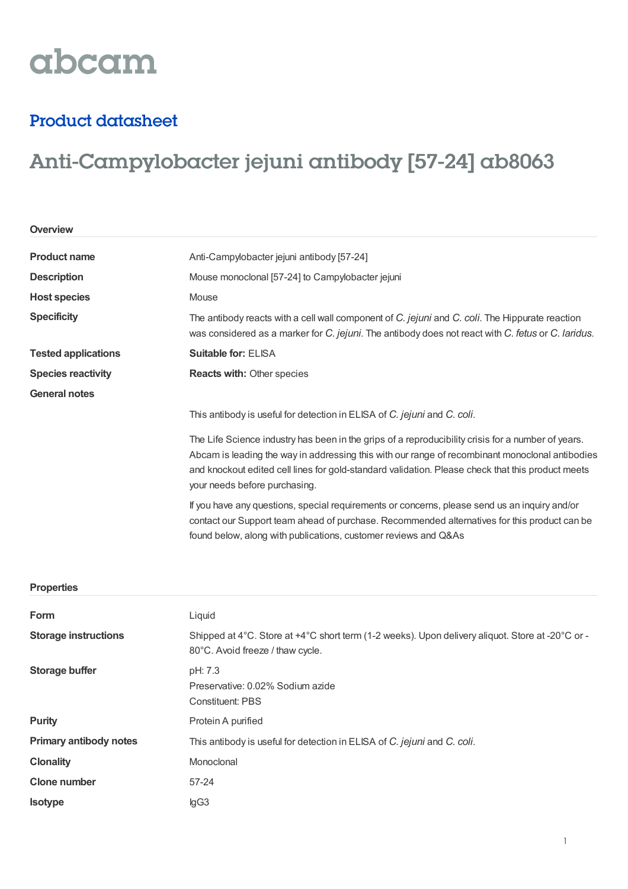abcam

## Product datasheet

# Anti-Campylobacter jejuni antibody [57-24] ab8063

### Overview

| | |
|---|---|
| **Product name** | Anti-Campylobacter jejuni antibody [57-24] |
| **Description** | Mouse monoclonal [57-24] to Campylobacter jejuni |
| **Host species** | Mouse |
| **Specificity** | The antibody reacts with a cell wall component of *C. jejuni* and *C. coli*. The Hippurate reaction was considered as a marker for *C. jejuni*. The antibody does not react with *C. fetus* or *C. laridus*. |
| **Tested applications** | **Suitable for:** ELISA |
| **Species reactivity** | **Reacts with:** Other species |
| **General notes** | This antibody is useful for detection in ELISA of *C. jejuni* and *C. coli*.<br><br>The Life Science industry has been in the grips of a reproducibility crisis for a number of years. Abcam is leading the way in addressing this with our range of recombinant monoclonal antibodies and knockout edited cell lines for gold-standard validation. Please check that this product meets your needs before purchasing.<br><br>If you have any questions, special requirements or concerns, please send us an inquiry and/or contact our Support team ahead of purchase. Recommended alternatives for this product can be found below, along with publications, customer reviews and Q&As |

### Properties

| | |
|---|---|
| **Form** | Liquid |
| **Storage instructions** | Shipped at 4°C. Store at +4°C short term (1-2 weeks). Upon delivery aliquot. Store at -20°C or -80°C. Avoid freeze / thaw cycle. |
| **Storage buffer** | pH: 7.3<br>Preservative: 0.02% Sodium azide<br>Constituent: PBS |
| **Purity** | Protein A purified |
| **Primary antibody notes** | This antibody is useful for detection in ELISA of *C. jejuni* and *C. coli*. |
| **Clonality** | Monoclonal |
| **Clone number** | 57-24 |
| **Isotype** | IgG3 |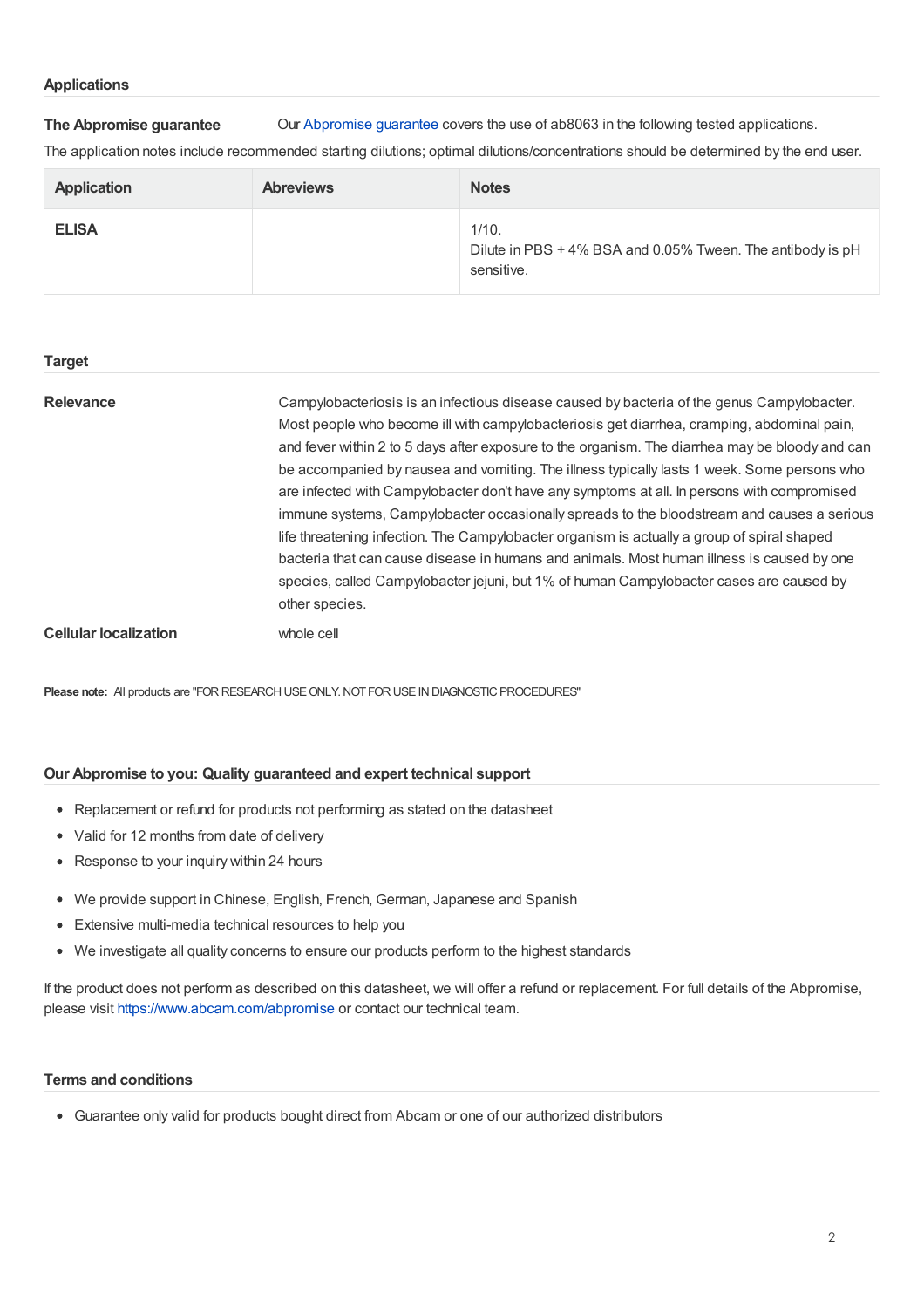## Applications

**The Abpromise guarantee** Our Abpromise guarantee covers the use of ab8063 in the following tested applications.

The application notes include recommended starting dilutions; optimal dilutions/concentrations should be determined by the end user.

| Application | Abreviews | Notes |
|---|---|---|
| **ELISA** | | 1/10.<br>Dilute in PBS + 4% BSA and 0.05% Tween. The antibody is pH sensitive. |

## Target

**Relevance**

Campylobacteriosis is an infectious disease caused by bacteria of the genus Campylobacter. Most people who become ill with campylobacteriosis get diarrhea, cramping, abdominal pain, and fever within 2 to 5 days after exposure to the organism. The diarrhea may be bloody and can be accompanied by nausea and vomiting. The illness typically lasts 1 week. Some persons who are infected with Campylobacter don't have any symptoms at all. In persons with compromised immune systems, Campylobacter occasionally spreads to the bloodstream and causes a serious life threatening infection. The Campylobacter organism is actually a group of spiral shaped bacteria that can cause disease in humans and animals. Most human illness is caused by one species, called Campylobacter jejuni, but 1% of human Campylobacter cases are caused by other species.

**Cellular localization**

whole cell

**Please note:** All products are "FOR RESEARCH USE ONLY. NOT FOR USE IN DIAGNOSTIC PROCEDURES"

## Our Abpromise to you: Quality guaranteed and expert technical support

- Replacement or refund for products not performing as stated on the datasheet
- Valid for 12 months from date of delivery
- Response to your inquiry within 24 hours

- We provide support in Chinese, English, French, German, Japanese and Spanish
- Extensive multi-media technical resources to help you
- We investigate all quality concerns to ensure our products perform to the highest standards

If the product does not perform as described on this datasheet, we will offer a refund or replacement. For full details of the Abpromise, please visit https://www.abcam.com/abpromise or contact our technical team.

## Terms and conditions

- Guarantee only valid for products bought direct from Abcam or one of our authorized distributors